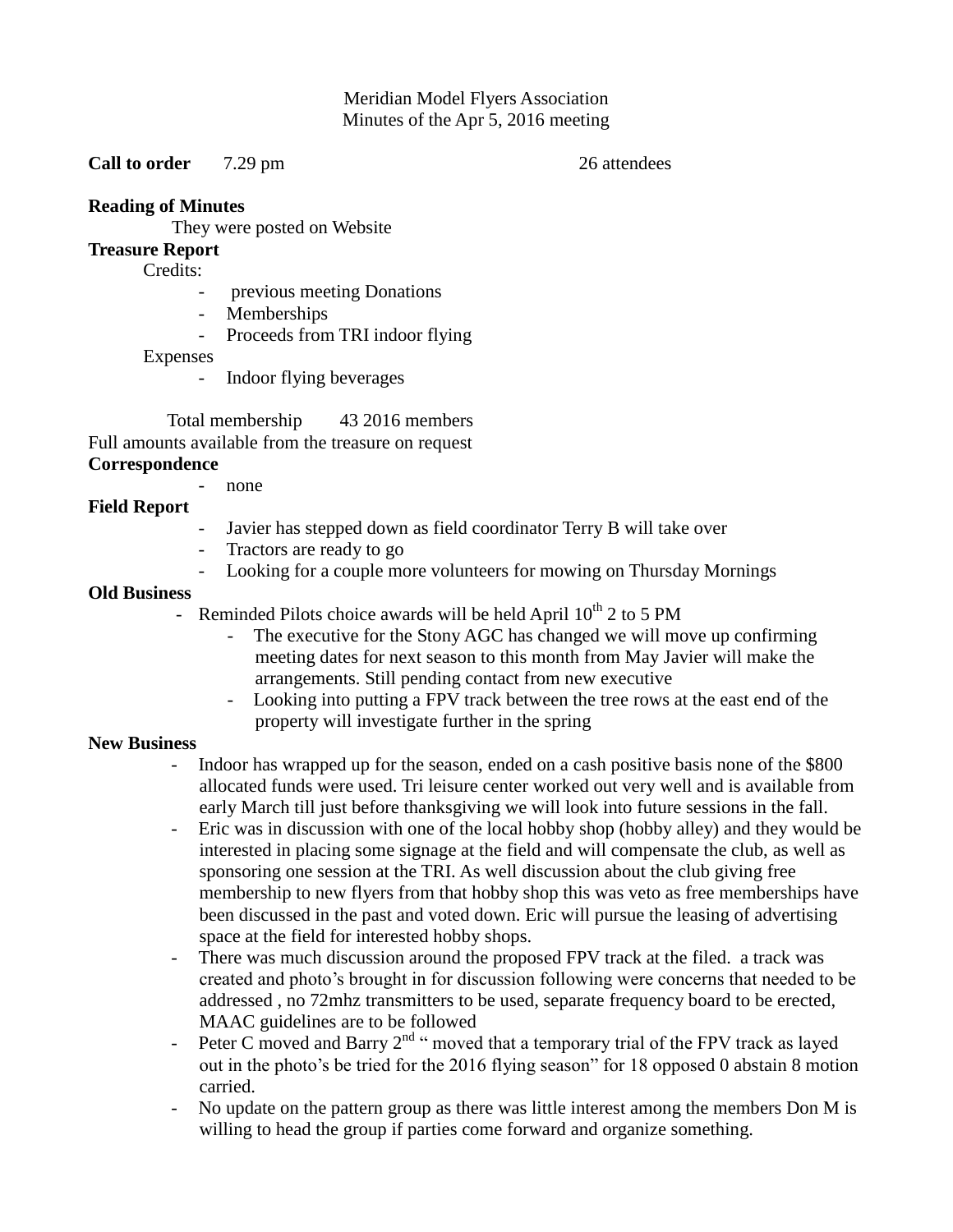Meridian Model Flyers Association
Minutes of the Apr 5, 2016 meeting

**Call to order** 7.29 pm 26 attendees

**Reading of Minutes**

They were posted on Website

**Treasure Report**

Credits:

- previous meeting Donations
- Memberships
- Proceeds from TRI indoor flying

Expenses

- Indoor flying beverages

Total membership 43 2016 members

Full amounts available from the treasure on request

**Correspondence**

- none

**Field Report**

- Javier has stepped down as field coordinator Terry B will take over
- Tractors are ready to go
- Looking for a couple more volunteers for mowing on Thursday Mornings

**Old Business**

- Reminded Pilots choice awards will be held April 10th 2 to 5 PM
    - The executive for the Stony AGC has changed we will move up confirming meeting dates for next season to this month from May Javier will make the arrangements. Still pending contact from new executive
    - Looking into putting a FPV track between the tree rows at the east end of the property will investigate further in the spring

**New Business**

- Indoor has wrapped up for the season, ended on a cash positive basis none of the $800 allocated funds were used. Tri leisure center worked out very well and is available from early March till just before thanksgiving we will look into future sessions in the fall.
- Eric was in discussion with one of the local hobby shop (hobby alley) and they would be interested in placing some signage at the field and will compensate the club, as well as sponsoring one session at the TRI. As well discussion about the club giving free membership to new flyers from that hobby shop this was veto as free memberships have been discussed in the past and voted down. Eric will pursue the leasing of advertising space at the field for interested hobby shops.
- There was much discussion around the proposed FPV track at the filed. a track was created and photo's brought in for discussion following were concerns that needed to be addressed , no 72mhz transmitters to be used, separate frequency board to be erected, MAAC guidelines are to be followed
- Peter C moved and Barry 2nd " moved that a temporary trial of the FPV track as layed out in the photo's be tried for the 2016 flying season" for 18 opposed 0 abstain 8 motion carried.
- No update on the pattern group as there was little interest among the members Don M is willing to head the group if parties come forward and organize something.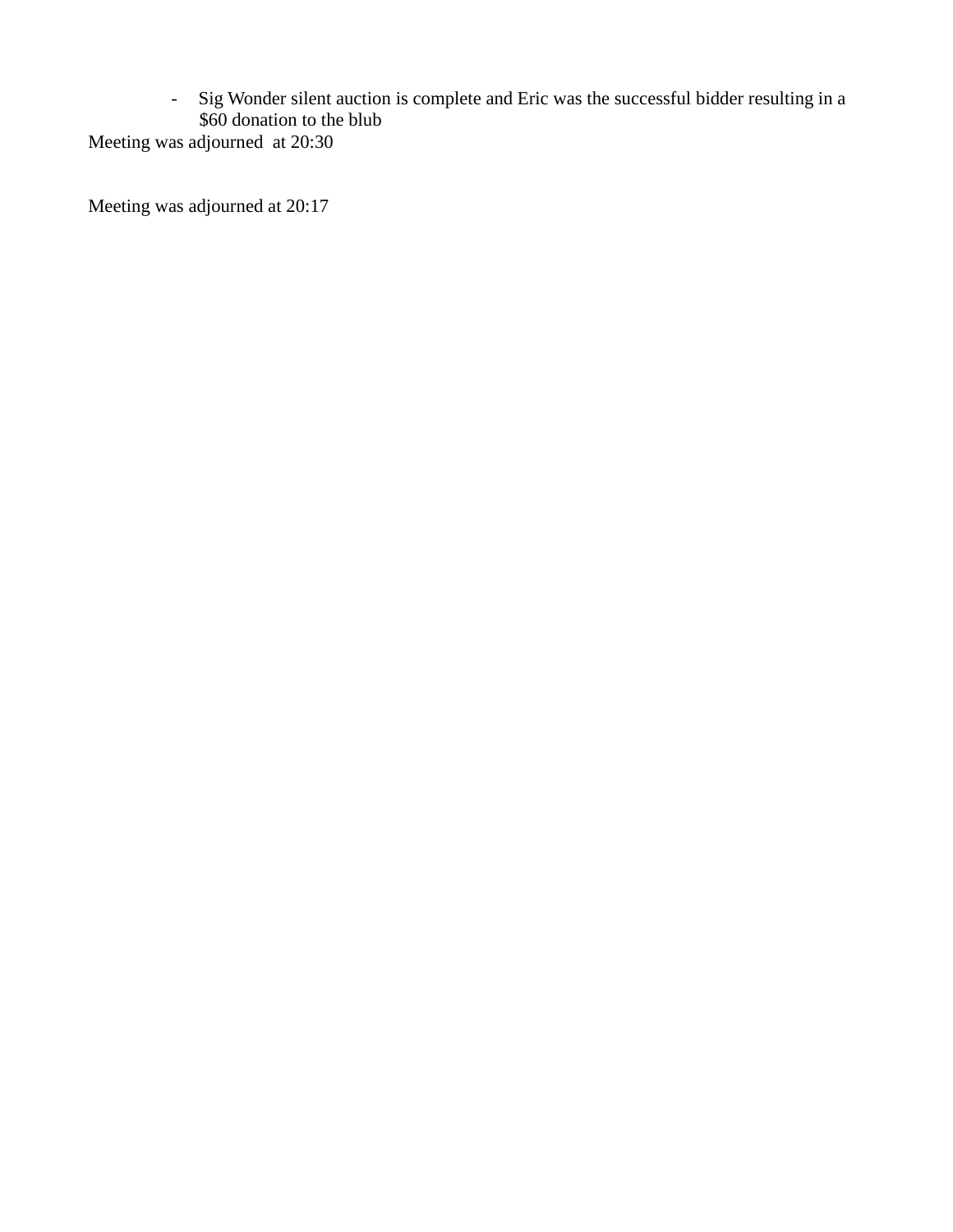- Sig Wonder silent auction is complete and Eric was the successful bidder resulting in a $60 donation to the blub

Meeting was adjourned  at 20:30

Meeting was adjourned at 20:17